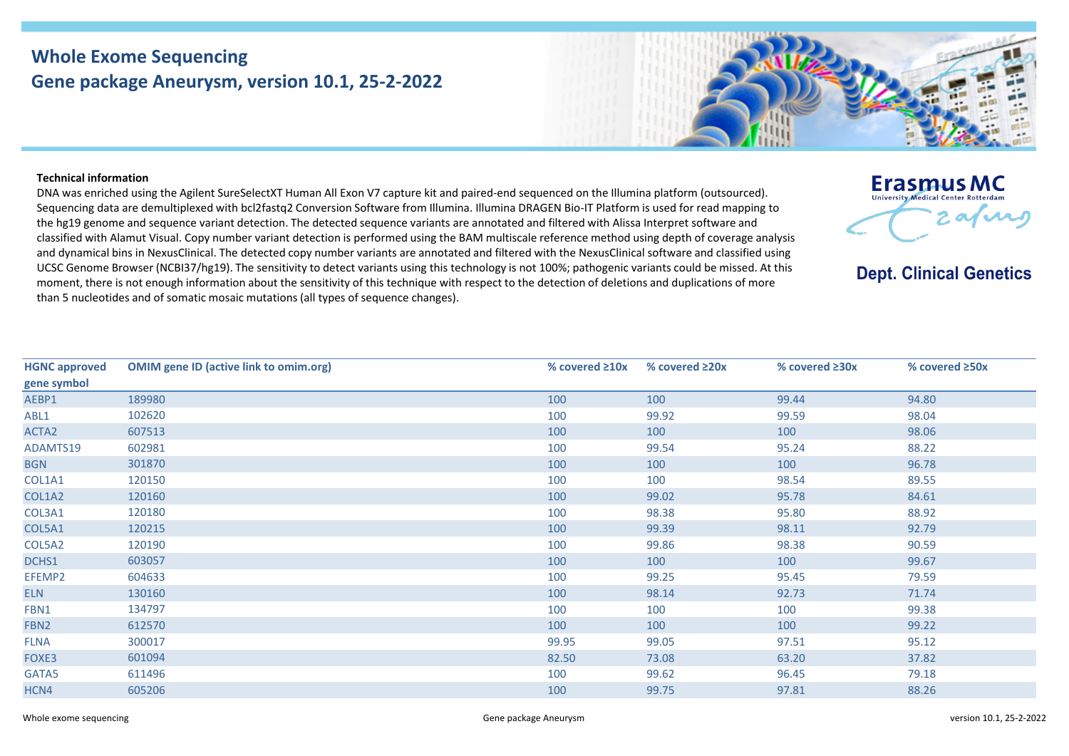# Whole Exome Sequencing
## Gene package Aneurysm, version 10.1, 25-2-2022

Erasmus MC
University Medical Center Rotterdam

**Dept. Clinical Genetics**

**Technical information**

DNA was enriched using the Agilent SureSelectXT Human All Exon V7 capture kit and paired-end sequenced on the Illumina platform (outsourced). Sequencing data are demultiplexed with bcl2fastq2 Conversion Software from Illumina. Illumina DRAGEN Bio-IT Platform is used for read mapping to the hg19 genome and sequence variant detection. The detected sequence variants are annotated and filtered with Alissa Interpret software and classified with Alamut Visual. Copy number variant detection is performed using the BAM multiscale reference method using depth of coverage analysis and dynamical bins in NexusClinical. The detected copy number variants are annotated and filtered with the NexusClinical software and classified using UCSC Genome Browser (NCBI37/hg19). The sensitivity to detect variants using this technology is not 100%; pathogenic variants could be missed. At this moment, there is not enough information about the sensitivity of this technique with respect to the detection of deletions and duplications of more than 5 nucleotides and of somatic mosaic mutations (all types of sequence changes).

| HGNC approved gene symbol | OMIM gene ID (active link to omim.org) | % covered ≥10x | % covered ≥20x | % covered ≥30x | % covered ≥50x |
|---|---|---|---|---|---|
| AEBP1 | 189980 | 100 | 100 | 99.44 | 94.80 |
| ABL1 | 102620 | 100 | 99.92 | 99.59 | 98.04 |
| ACTA2 | 607513 | 100 | 100 | 100 | 98.06 |
| ADAMTS19 | 602981 | 100 | 99.54 | 95.24 | 88.22 |
| BGN | 301870 | 100 | 100 | 100 | 96.78 |
| COL1A1 | 120150 | 100 | 100 | 98.54 | 89.55 |
| COL1A2 | 120160 | 100 | 99.02 | 95.78 | 84.61 |
| COL3A1 | 120180 | 100 | 98.38 | 95.80 | 88.92 |
| COL5A1 | 120215 | 100 | 99.39 | 98.11 | 92.79 |
| COL5A2 | 120190 | 100 | 99.86 | 98.38 | 90.59 |
| DCHS1 | 603057 | 100 | 100 | 100 | 99.67 |
| EFEMP2 | 604633 | 100 | 99.25 | 95.45 | 79.59 |
| ELN | 130160 | 100 | 98.14 | 92.73 | 71.74 |
| FBN1 | 134797 | 100 | 100 | 100 | 99.38 |
| FBN2 | 612570 | 100 | 100 | 100 | 99.22 |
| FLNA | 300017 | 99.95 | 99.05 | 97.51 | 95.12 |
| FOXE3 | 601094 | 82.50 | 73.08 | 63.20 | 37.82 |
| GATA5 | 611496 | 100 | 99.62 | 96.45 | 79.18 |
| HCN4 | 605206 | 100 | 99.75 | 97.81 | 88.26 |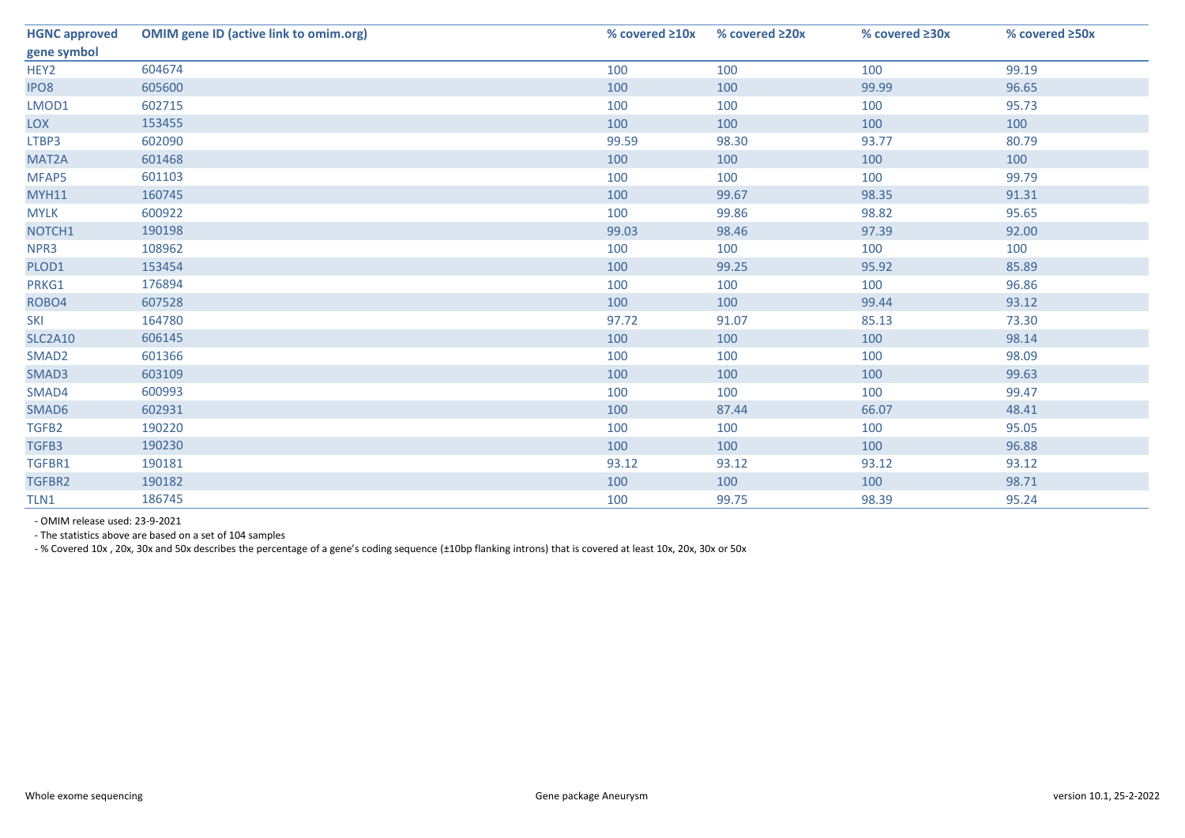| HGNC approved gene symbol | OMIM gene ID (active link to omim.org) | % covered ≥10x | % covered ≥20x | % covered ≥30x | % covered ≥50x |
|---|---|---|---|---|---|
| HEY2 | 604674 | 100 | 100 | 100 | 99.19 |
| IPO8 | 605600 | 100 | 100 | 99.99 | 96.65 |
| LMOD1 | 602715 | 100 | 100 | 100 | 95.73 |
| LOX | 153455 | 100 | 100 | 100 | 100 |
| LTBP3 | 602090 | 99.59 | 98.30 | 93.77 | 80.79 |
| MAT2A | 601468 | 100 | 100 | 100 | 100 |
| MFAP5 | 601103 | 100 | 100 | 100 | 99.79 |
| MYH11 | 160745 | 100 | 99.67 | 98.35 | 91.31 |
| MYLK | 600922 | 100 | 99.86 | 98.82 | 95.65 |
| NOTCH1 | 190198 | 99.03 | 98.46 | 97.39 | 92.00 |
| NPR3 | 108962 | 100 | 100 | 100 | 100 |
| PLOD1 | 153454 | 100 | 99.25 | 95.92 | 85.89 |
| PRKG1 | 176894 | 100 | 100 | 100 | 96.86 |
| ROBO4 | 607528 | 100 | 100 | 99.44 | 93.12 |
| SKI | 164780 | 97.72 | 91.07 | 85.13 | 73.30 |
| SLC2A10 | 606145 | 100 | 100 | 100 | 98.14 |
| SMAD2 | 601366 | 100 | 100 | 100 | 98.09 |
| SMAD3 | 603109 | 100 | 100 | 100 | 99.63 |
| SMAD4 | 600993 | 100 | 100 | 100 | 99.47 |
| SMAD6 | 602931 | 100 | 87.44 | 66.07 | 48.41 |
| TGFB2 | 190220 | 100 | 100 | 100 | 95.05 |
| TGFB3 | 190230 | 100 | 100 | 100 | 96.88 |
| TGFBR1 | 190181 | 93.12 | 93.12 | 93.12 | 93.12 |
| TGFBR2 | 190182 | 100 | 100 | 100 | 98.71 |
| TLN1 | 186745 | 100 | 99.75 | 98.39 | 95.24 |

- OMIM release used: 23-9-2021
- The statistics above are based on a set of 104 samples
- % Covered 10x , 20x, 30x and 50x describes the percentage of a gene's coding sequence (±10bp flanking introns) that is covered at least 10x, 20x, 30x or 50x